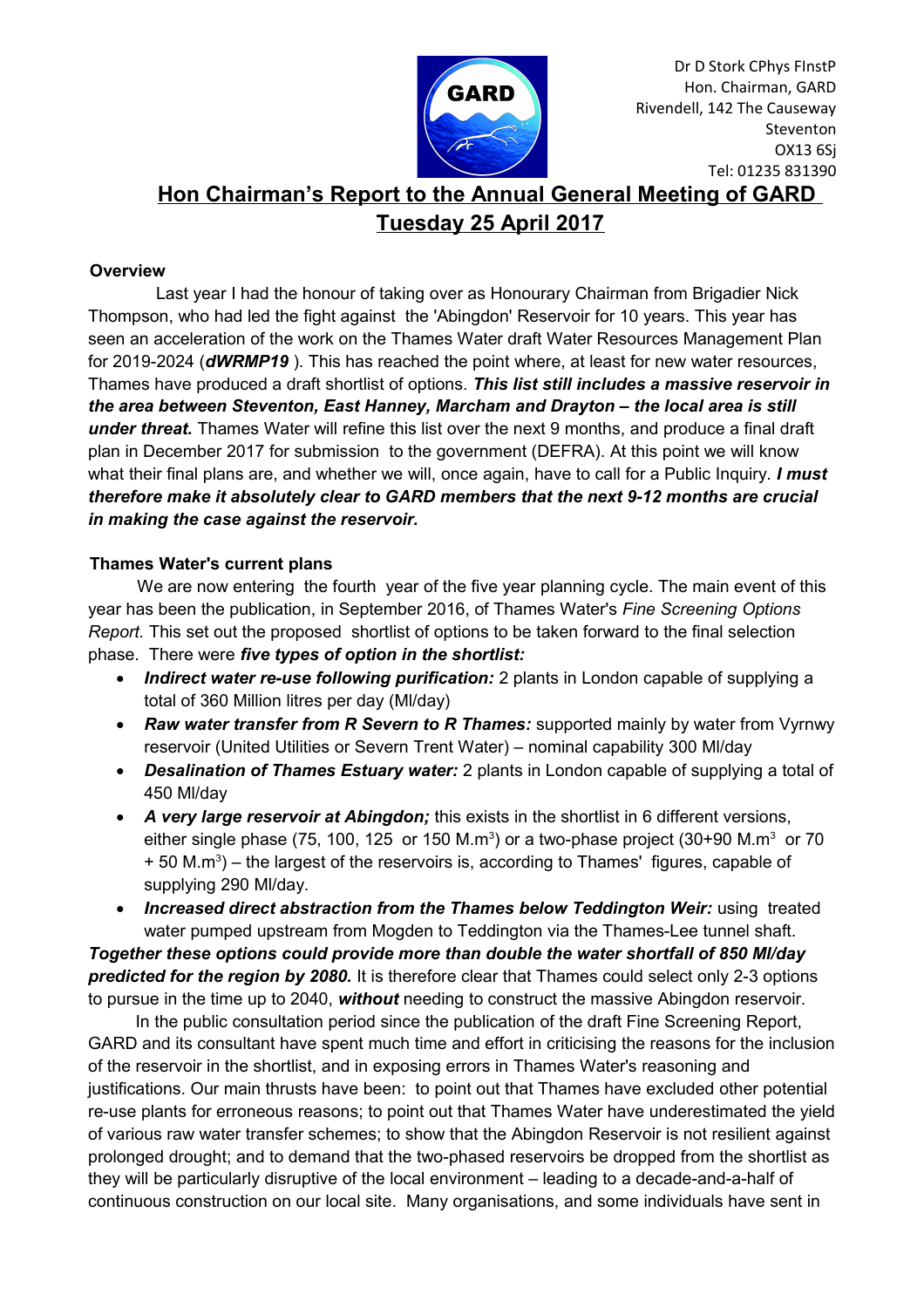Dr D Stork CPhys FInstP
Hon. Chairman, GARD
Rivendell, 142 The Causeway
Steventon
OX13 6Sj
Tel: 01235 831390

# Hon Chairman's Report to the Annual General Meeting of GARD Tuesday 25 April 2017

### Overview

Last year I had the honour of taking over as Honourary Chairman from Brigadier Nick Thompson, who had led the fight against the 'Abingdon' Reservoir for 10 years. This year has seen an acceleration of the work on the Thames Water draft Water Resources Management Plan for 2019-2024 (***dWRMP19*** ). This has reached the point where, at least for new water resources, Thames have produced a draft shortlist of options. ***This list still includes a massive reservoir in the area between Steventon, East Hanney, Marcham and Drayton – the local area is still under threat.*** Thames Water will refine this list over the next 9 months, and produce a final draft plan in December 2017 for submission to the government (DEFRA). At this point we will know what their final plans are, and whether we will, once again, have to call for a Public Inquiry. ***I must therefore make it absolutely clear to GARD members that the next 9-12 months are crucial in making the case against the reservoir.***

### Thames Water's current plans

We are now entering the fourth year of the five year planning cycle. The main event of this year has been the publication, in September 2016, of Thames Water's *Fine Screening Options Report.* This set out the proposed shortlist of options to be taken forward to the final selection phase. There were ***five types of option in the shortlist:***

- ***Indirect water re-use following purification:*** 2 plants in London capable of supplying a total of 360 Million litres per day (Ml/day)
- ***Raw water transfer from R Severn to R Thames:*** supported mainly by water from Vyrnwy reservoir (United Utilities or Severn Trent Water) – nominal capability 300 Ml/day
- ***Desalination of Thames Estuary water:*** 2 plants in London capable of supplying a total of 450 Ml/day
- ***A very large reservoir at Abingdon;*** this exists in the shortlist in 6 different versions, either single phase (75, 100, 125 or 150 M.m$^3$) or a two-phase project (30+90 M.m$^3$ or 70 + 50 M.m$^3$) – the largest of the reservoirs is, according to Thames' figures, capable of supplying 290 Ml/day.
- ***Increased direct abstraction from the Thames below Teddington Weir:*** using treated water pumped upstream from Mogden to Teddington via the Thames-Lee tunnel shaft.

***Together these options could provide more than double the water shortfall of 850 Ml/day predicted for the region by 2080.*** It is therefore clear that Thames could select only 2-3 options to pursue in the time up to 2040, ***without*** needing to construct the massive Abingdon reservoir.

In the public consultation period since the publication of the draft Fine Screening Report, GARD and its consultant have spent much time and effort in criticising the reasons for the inclusion of the reservoir in the shortlist, and in exposing errors in Thames Water's reasoning and justifications. Our main thrusts have been: to point out that Thames have excluded other potential re-use plants for erroneous reasons; to point out that Thames Water have underestimated the yield of various raw water transfer schemes; to show that the Abingdon Reservoir is not resilient against prolonged drought; and to demand that the two-phased reservoirs be dropped from the shortlist as they will be particularly disruptive of the local environment – leading to a decade-and-a-half of continuous construction on our local site. Many organisations, and some individuals have sent in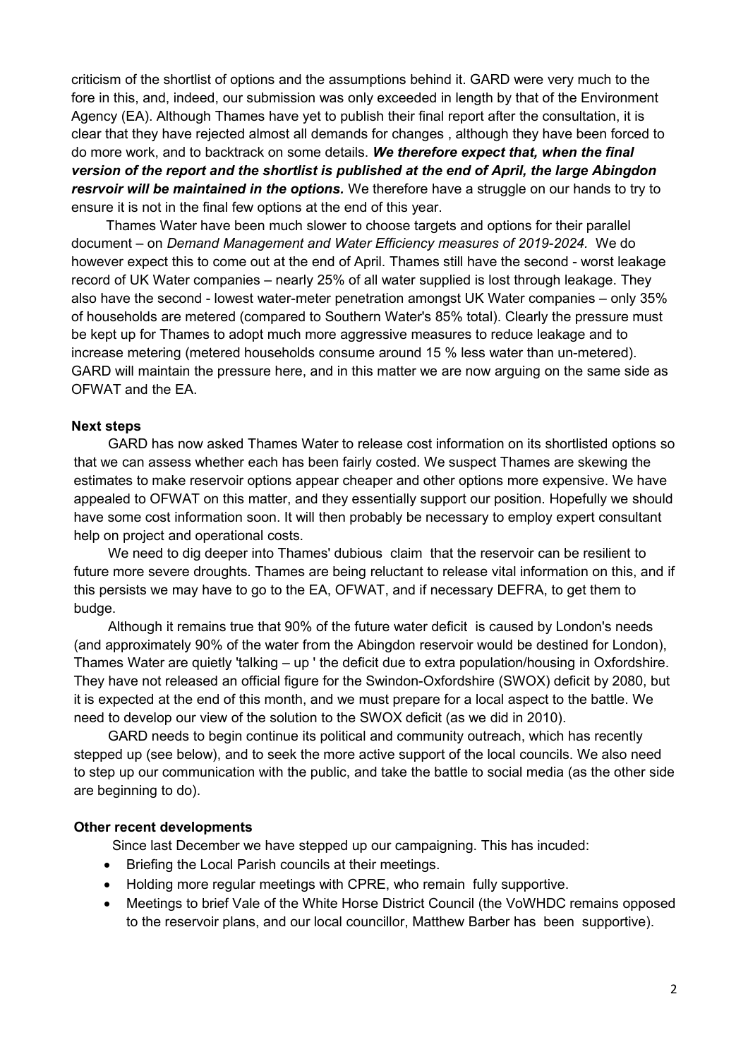criticism of the shortlist of options and the assumptions behind it. GARD were very much to the fore in this, and, indeed, our submission was only exceeded in length by that of the Environment Agency (EA). Although Thames have yet to publish their final report after the consultation, it is clear that they have rejected almost all demands for changes , although they have been forced to do more work, and to backtrack on some details. ***We therefore expect that, when the final version of the report and the shortlist is published at the end of April, the large Abingdon resrvoir will be maintained in the options.*** We therefore have a struggle on our hands to try to ensure it is not in the final few options at the end of this year.

Thames Water have been much slower to choose targets and options for their parallel document – on *Demand Management and Water Efficiency measures of 2019-2024.* We do however expect this to come out at the end of April. Thames still have the second - worst leakage record of UK Water companies – nearly 25% of all water supplied is lost through leakage. They also have the second - lowest water-meter penetration amongst UK Water companies – only 35% of households are metered (compared to Southern Water's 85% total). Clearly the pressure must be kept up for Thames to adopt much more aggressive measures to reduce leakage and to increase metering (metered households consume around 15 % less water than un-metered). GARD will maintain the pressure here, and in this matter we are now arguing on the same side as OFWAT and the EA.

**Next steps**

GARD has now asked Thames Water to release cost information on its shortlisted options so that we can assess whether each has been fairly costed. We suspect Thames are skewing the estimates to make reservoir options appear cheaper and other options more expensive. We have appealed to OFWAT on this matter, and they essentially support our position. Hopefully we should have some cost information soon. It will then probably be necessary to employ expert consultant help on project and operational costs.

We need to dig deeper into Thames' dubious claim that the reservoir can be resilient to future more severe droughts. Thames are being reluctant to release vital information on this, and if this persists we may have to go to the EA, OFWAT, and if necessary DEFRA, to get them to budge.

Although it remains true that 90% of the future water deficit is caused by London's needs (and approximately 90% of the water from the Abingdon reservoir would be destined for London), Thames Water are quietly 'talking – up ' the deficit due to extra population/housing in Oxfordshire. They have not released an official figure for the Swindon-Oxfordshire (SWOX) deficit by 2080, but it is expected at the end of this month, and we must prepare for a local aspect to the battle. We need to develop our view of the solution to the SWOX deficit (as we did in 2010).

GARD needs to begin continue its political and community outreach, which has recently stepped up (see below), and to seek the more active support of the local councils. We also need to step up our communication with the public, and take the battle to social media (as the other side are beginning to do).

**Other recent developments**

Since last December we have stepped up our campaigning. This has incuded:

- Briefing the Local Parish councils at their meetings.
- Holding more regular meetings with CPRE, who remain fully supportive.
- Meetings to brief Vale of the White Horse District Council (the VoWHDC remains opposed to the reservoir plans, and our local councillor, Matthew Barber has been supportive).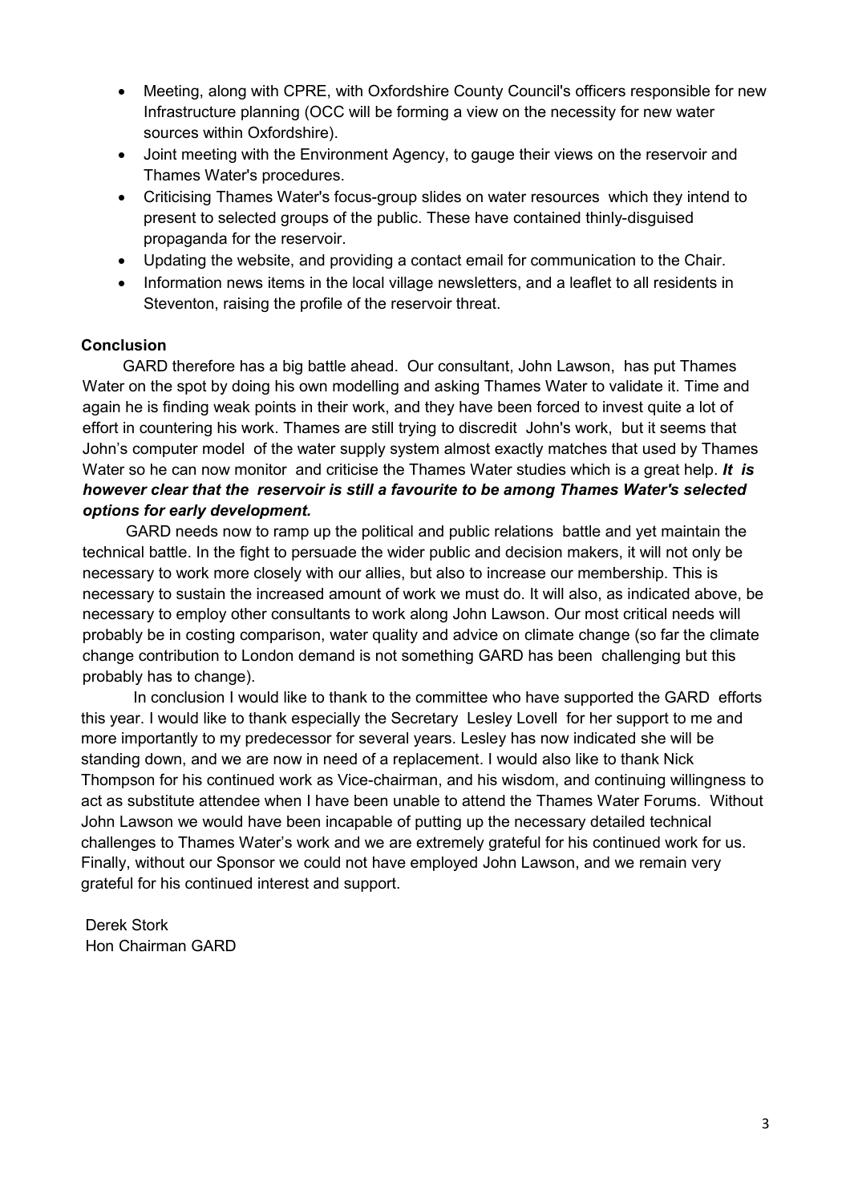- Meeting, along with CPRE, with Oxfordshire County Council's officers responsible for new Infrastructure planning (OCC will be forming a view on the necessity for new water sources within Oxfordshire).
- Joint meeting with the Environment Agency, to gauge their views on the reservoir and Thames Water's procedures.
- Criticising Thames Water's focus-group slides on water resources which they intend to present to selected groups of the public. These have contained thinly-disguised propaganda for the reservoir.
- Updating the website, and providing a contact email for communication to the Chair.
- Information news items in the local village newsletters, and a leaflet to all residents in Steventon, raising the profile of the reservoir threat.

**Conclusion**

GARD therefore has a big battle ahead. Our consultant, John Lawson, has put Thames Water on the spot by doing his own modelling and asking Thames Water to validate it. Time and again he is finding weak points in their work, and they have been forced to invest quite a lot of effort in countering his work. Thames are still trying to discredit John's work, but it seems that John's computer model of the water supply system almost exactly matches that used by Thames Water so he can now monitor and criticise the Thames Water studies which is a great help. ***It is however clear that the reservoir is still a favourite to be among Thames Water's selected options for early development.***

GARD needs now to ramp up the political and public relations battle and yet maintain the technical battle. In the fight to persuade the wider public and decision makers, it will not only be necessary to work more closely with our allies, but also to increase our membership. This is necessary to sustain the increased amount of work we must do. It will also, as indicated above, be necessary to employ other consultants to work along John Lawson. Our most critical needs will probably be in costing comparison, water quality and advice on climate change (so far the climate change contribution to London demand is not something GARD has been challenging but this probably has to change).

In conclusion I would like to thank to the committee who have supported the GARD efforts this year. I would like to thank especially the Secretary Lesley Lovell for her support to me and more importantly to my predecessor for several years. Lesley has now indicated she will be standing down, and we are now in need of a replacement. I would also like to thank Nick Thompson for his continued work as Vice-chairman, and his wisdom, and continuing willingness to act as substitute attendee when I have been unable to attend the Thames Water Forums. Without John Lawson we would have been incapable of putting up the necessary detailed technical challenges to Thames Water's work and we are extremely grateful for his continued work for us. Finally, without our Sponsor we could not have employed John Lawson, and we remain very grateful for his continued interest and support.

Derek Stork
Hon Chairman GARD